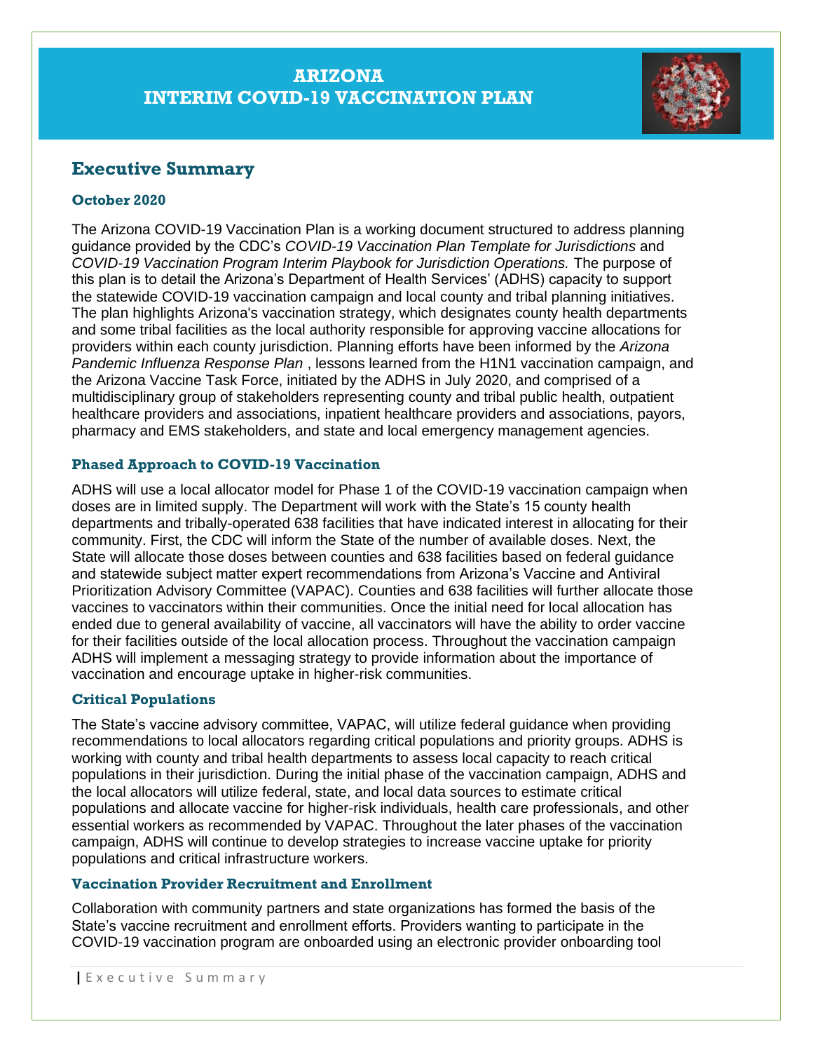# ARIZONA
# INTERIM COVID-19 VACCINATION PLAN

## Executive Summary

### October 2020

The Arizona COVID-19 Vaccination Plan is a working document structured to address planning guidance provided by the CDC's *COVID-19 Vaccination Plan Template for Jurisdictions* and *COVID-19 Vaccination Program Interim Playbook for Jurisdiction Operations.* The purpose of this plan is to detail the Arizona's Department of Health Services' (ADHS) capacity to support the statewide COVID-19 vaccination campaign and local county and tribal planning initiatives. The plan highlights Arizona's vaccination strategy, which designates county health departments and some tribal facilities as the local authority responsible for approving vaccine allocations for providers within each county jurisdiction. Planning efforts have been informed by the *Arizona Pandemic Influenza Response Plan* , lessons learned from the H1N1 vaccination campaign, and the Arizona Vaccine Task Force, initiated by the ADHS in July 2020, and comprised of a multidisciplinary group of stakeholders representing county and tribal public health, outpatient healthcare providers and associations, inpatient healthcare providers and associations, payors, pharmacy and EMS stakeholders, and state and local emergency management agencies.

### Phased Approach to COVID-19 Vaccination

ADHS will use a local allocator model for Phase 1 of the COVID-19 vaccination campaign when doses are in limited supply. The Department will work with the State's 15 county health departments and tribally-operated 638 facilities that have indicated interest in allocating for their community. First, the CDC will inform the State of the number of available doses. Next, the State will allocate those doses between counties and 638 facilities based on federal guidance and statewide subject matter expert recommendations from Arizona's Vaccine and Antiviral Prioritization Advisory Committee (VAPAC). Counties and 638 facilities will further allocate those vaccines to vaccinators within their communities. Once the initial need for local allocation has ended due to general availability of vaccine, all vaccinators will have the ability to order vaccine for their facilities outside of the local allocation process. Throughout the vaccination campaign ADHS will implement a messaging strategy to provide information about the importance of vaccination and encourage uptake in higher-risk communities.

### Critical Populations

The State's vaccine advisory committee, VAPAC, will utilize federal guidance when providing recommendations to local allocators regarding critical populations and priority groups. ADHS is working with county and tribal health departments to assess local capacity to reach critical populations in their jurisdiction. During the initial phase of the vaccination campaign, ADHS and the local allocators will utilize federal, state, and local data sources to estimate critical populations and allocate vaccine for higher-risk individuals, health care professionals, and other essential workers as recommended by VAPAC. Throughout the later phases of the vaccination campaign, ADHS will continue to develop strategies to increase vaccine uptake for priority populations and critical infrastructure workers.

### Vaccination Provider Recruitment and Enrollment

Collaboration with community partners and state organizations has formed the basis of the State's vaccine recruitment and enrollment efforts. Providers wanting to participate in the COVID-19 vaccination program are onboarded using an electronic provider onboarding tool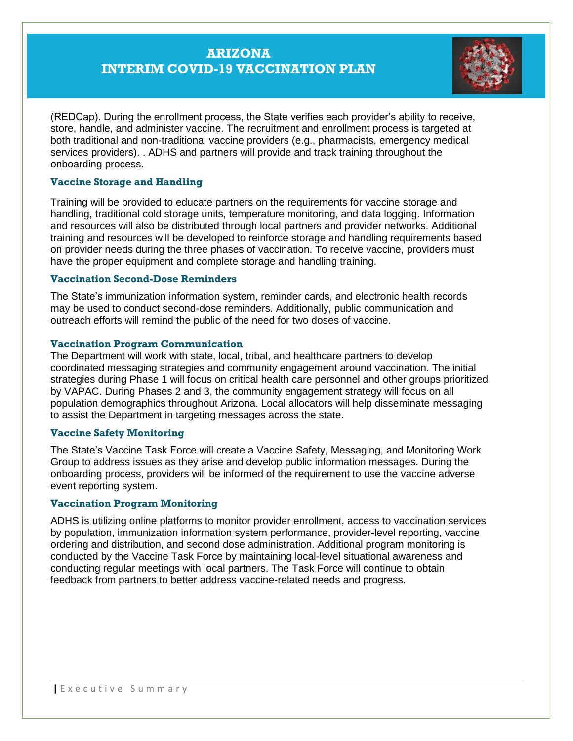(REDCap). During the enrollment process, the State verifies each provider's ability to receive, store, handle, and administer vaccine. The recruitment and enrollment process is targeted at both traditional and non-traditional vaccine providers (e.g., pharmacists, emergency medical services providers). . ADHS and partners will provide and track training throughout the onboarding process.

### Vaccine Storage and Handling

Training will be provided to educate partners on the requirements for vaccine storage and handling, traditional cold storage units, temperature monitoring, and data logging. Information and resources will also be distributed through local partners and provider networks. Additional training and resources will be developed to reinforce storage and handling requirements based on provider needs during the three phases of vaccination. To receive vaccine, providers must have the proper equipment and complete storage and handling training.

### Vaccination Second-Dose Reminders

The State's immunization information system, reminder cards, and electronic health records may be used to conduct second-dose reminders. Additionally, public communication and outreach efforts will remind the public of the need for two doses of vaccine.

### Vaccination Program Communication

The Department will work with state, local, tribal, and healthcare partners to develop coordinated messaging strategies and community engagement around vaccination. The initial strategies during Phase 1 will focus on critical health care personnel and other groups prioritized by VAPAC. During Phases 2 and 3, the community engagement strategy will focus on all population demographics throughout Arizona. Local allocators will help disseminate messaging to assist the Department in targeting messages across the state.

### Vaccine Safety Monitoring

The State's Vaccine Task Force will create a Vaccine Safety, Messaging, and Monitoring Work Group to address issues as they arise and develop public information messages. During the onboarding process, providers will be informed of the requirement to use the vaccine adverse event reporting system.

### Vaccination Program Monitoring

ADHS is utilizing online platforms to monitor provider enrollment, access to vaccination services by population, immunization information system performance, provider-level reporting, vaccine ordering and distribution, and second dose administration. Additional program monitoring is conducted by the Vaccine Task Force by maintaining local-level situational awareness and conducting regular meetings with local partners. The Task Force will continue to obtain feedback from partners to better address vaccine-related needs and progress.